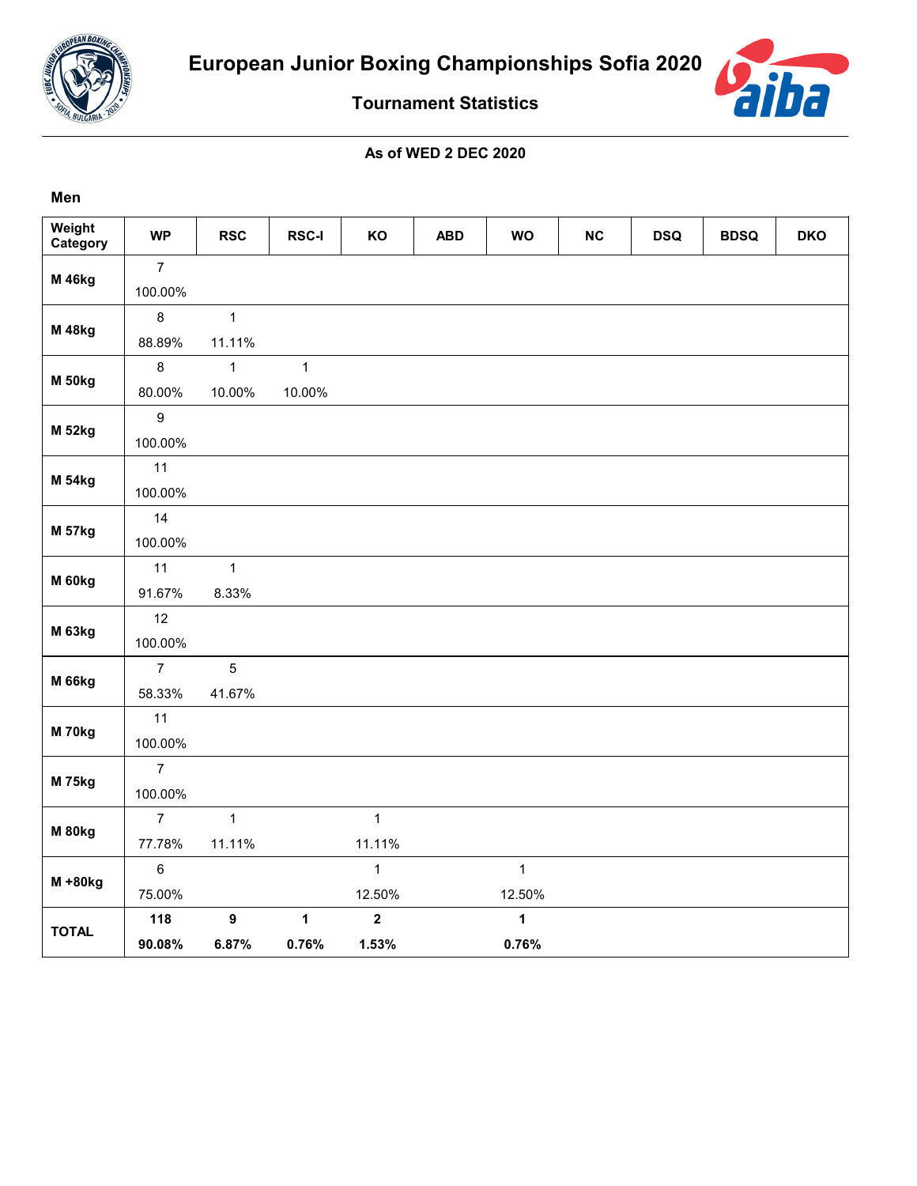# European Junior Boxing Championships Sofia 2020

## Tournament Statistics

**As of WED 2 DEC 2020**

### Men

| Weight Category | WP | RSC | RSC-I | KO | ABD | WO | NC | DSQ | BDSQ | DKO |
|---|---|---|---|---|---|---|---|---|---|---|
| M 46kg | 7<br>100.00% | | | | | | | | | |
| M 48kg | 8<br>88.89% | 1<br>11.11% | | | | | | | | |
| M 50kg | 8<br>80.00% | 1<br>10.00% | 1<br>10.00% | | | | | | | |
| M 52kg | 9<br>100.00% | | | | | | | | | |
| M 54kg | 11<br>100.00% | | | | | | | | | |
| M 57kg | 14<br>100.00% | | | | | | | | | |
| M 60kg | 11<br>91.67% | 1<br>8.33% | | | | | | | | |
| M 63kg | 12<br>100.00% | | | | | | | | | |
| M 66kg | 7<br>58.33% | 5<br>41.67% | | | | | | | | |
| M 70kg | 11<br>100.00% | | | | | | | | | |
| M 75kg | 7<br>100.00% | | | | | | | | | |
| M 80kg | 7<br>77.78% | 1<br>11.11% | | 1<br>11.11% | | | | | | |
| M +80kg | 6<br>75.00% | | | 1<br>12.50% | | 1<br>12.50% | | | | |
| **TOTAL** | **118**<br>**90.08%** | **9**<br>**6.87%** | **1**<br>**0.76%** | **2**<br>**1.53%** | | **1**<br>**0.76%** | | | | |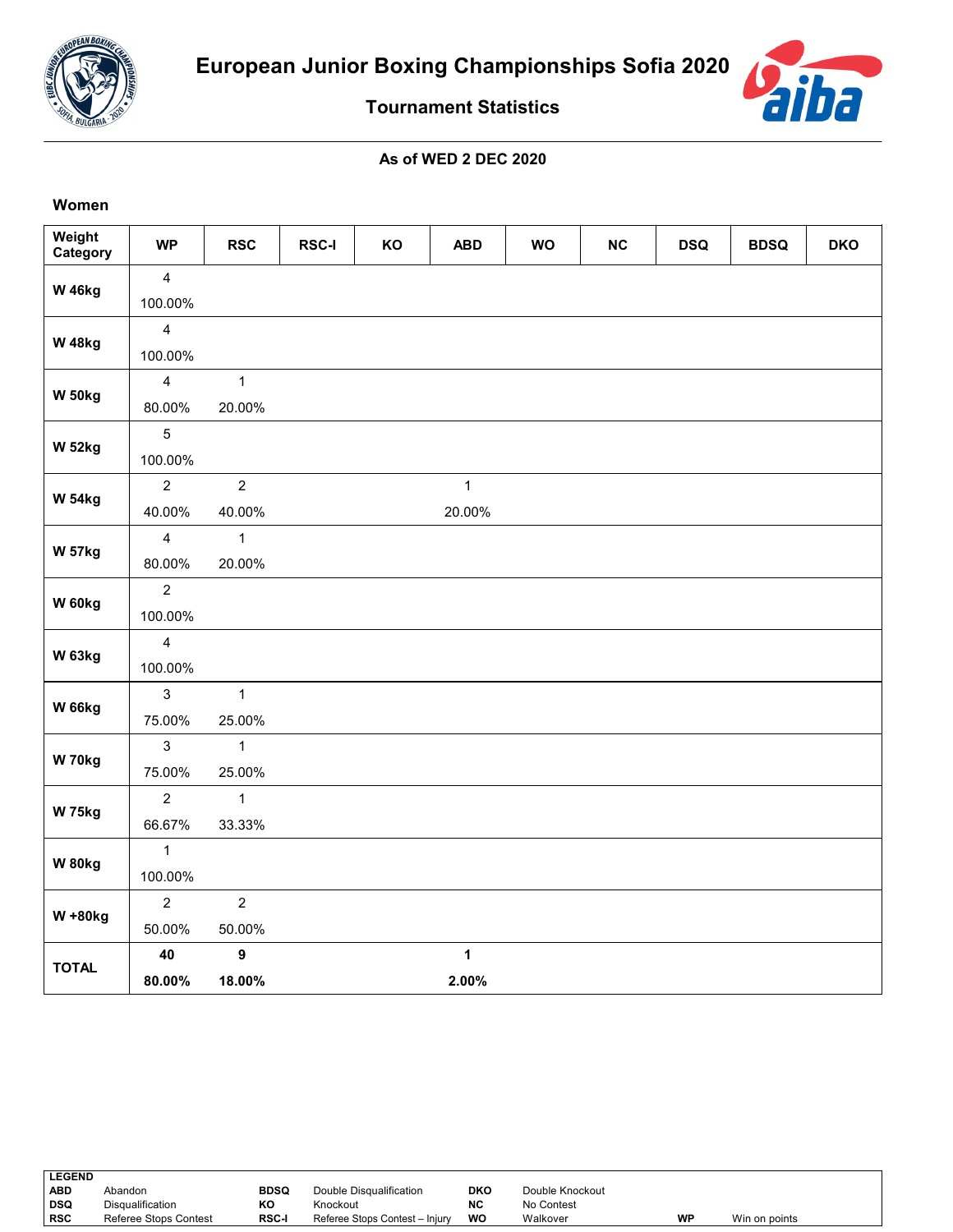# European Junior Boxing Championships Sofia 2020

## Tournament Statistics

**As of WED 2 DEC 2020**

### Women

| Weight Category | WP | RSC | RSC-I | KO | ABD | WO | NC | DSQ | BDSQ | DKO |
|---|---|---|---|---|---|---|---|---|---|---|
| W 46kg | 4<br>100.00% | | | | | | | | | |
| W 48kg | 4<br>100.00% | | | | | | | | | |
| W 50kg | 4<br>80.00% | 1<br>20.00% | | | | | | | | |
| W 52kg | 5<br>100.00% | | | | | | | | | |
| W 54kg | 2<br>40.00% | 2<br>40.00% | | | 1<br>20.00% | | | | | |
| W 57kg | 4<br>80.00% | 1<br>20.00% | | | | | | | | |
| W 60kg | 2<br>100.00% | | | | | | | | | |
| W 63kg | 4<br>100.00% | | | | | | | | | |
| W 66kg | 3<br>75.00% | 1<br>25.00% | | | | | | | | |
| W 70kg | 3<br>75.00% | 1<br>25.00% | | | | | | | | |
| W 75kg | 2<br>66.67% | 1<br>33.33% | | | | | | | | |
| W 80kg | 1<br>100.00% | | | | | | | | | |
| W +80kg | 2<br>50.00% | 2<br>50.00% | | | | | | | | |
| **TOTAL** | **40**<br>**80.00%** | **9**<br>**18.00%** | | | **1**<br>**2.00%** | | | | | |

| LEGEND | | | | | | | |
|---|---|---|---|---|---|---|---|
| **ABD** | Abandon | **BDSQ** | Double Disqualification | **DKO** | Double Knockout | | |
| **DSQ** | Disqualification | **KO** | Knockout | **NC** | No Contest | | |
| **RSC** | Referee Stops Contest | **RSC-I** | Referee Stops Contest – Injury | **WO** | Walkover | **WP** | Win on points |